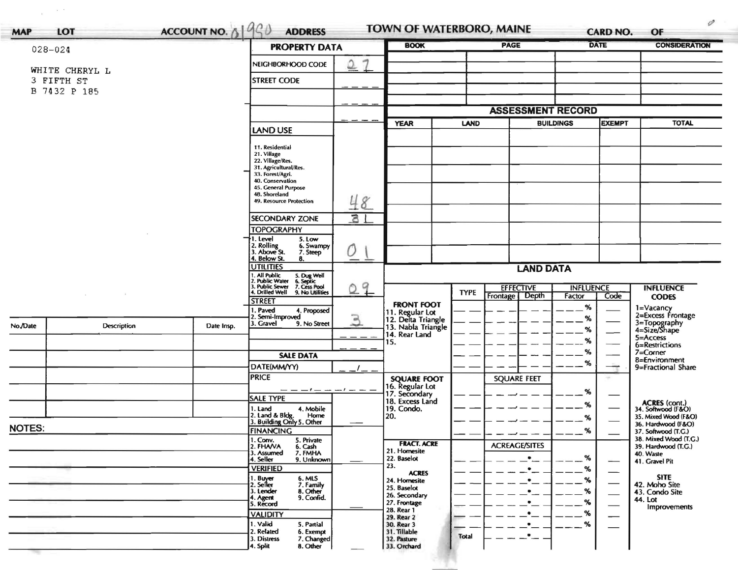MAP LOT ACCOUNT NO. 01950 ADDRESS **TOWN OF WATERBORO, MAINE** CARD NO. OF

028-024

WHITE CHERYL L
3 FIFTH ST
B 7432 P 185

## PROPERTY DATA

| | |
|---|---|
| NEIGHBORHOOD CODE | 27 |
| STREET CODE | |
| LAND USE | 48 |
| SECONDARY ZONE | 31 |
| TOPOGRAPHY | 01 |
| UTILITIES | 09 |
| STREET | 3 |

LAND USE: 11. Residential, 21. Village, 22. Village/Res., 31. Agricultural/Res., 33. Forest/Agri., 40. Conservation, 45. General Purpose, 48. Shoreland, 49. Resource Protection

TOPOGRAPHY: 1. Level, 2. Rolling, 3. Above St., 4. Below St., 5. Low, 6. Swampy, 7. Steep, 8.

UTILITIES: 1. All Public, 2. Public Water, 3. Public Sewer, 4. Drilled Well, 5. Dug Well, 6. Septic, 7. Cess Pool, 9. No Utilities

STREET: 1. Paved, 2. Semi-Improved, 3. Gravel, 4. Proposed, 9. No Street

## SALE DATA

DATE(MM/YY) __/__

PRICE

SALE TYPE: 1. Land, 2. Land & Bldg., 3. Building Only, 4. Mobile Home, 5. Other

FINANCING: 1. Conv., 2. FHA/VA, 3. Assumed, 4. Seller, 5. Private, 6. Cash, 7. FMHA, 9. Unknown

VERIFIED: 1. Buyer, 2. Seller, 3. Lender, 4. Agent, 5. Record, 6. MLS, 7. Family, 8. Other, 9. Confid.

VALIDITY: 1. Valid, 2. Related, 3. Distress, 4. Split, 5. Partial, 6. Exempt, 7. Changed, 8. Other

| BOOK | PAGE | DATE | CONSIDERATION |
|---|---|---|---|
| | | | |
| | | | |
| | | | |
| | | | |
| | | | |

## ASSESSMENT RECORD

| YEAR | LAND | BUILDINGS | EXEMPT | TOTAL |
|---|---|---|---|---|
| | | | | |
| | | | | |
| | | | | |
| | | | | |
| | | | | |
| | | | | |

| No./Date | Description | Date Insp. |
|---|---|---|
| | | |
| | | |
| | | |
| | | |
| | | |

NOTES:

## LAND DATA

| | TYPE | EFFECTIVE Frontage | EFFECTIVE Depth | INFLUENCE Factor | INFLUENCE Code |
|---|---|---|---|---|---|
| FRONT FOOT: 11. Regular Lot, 12. Delta Triangle, 13. Nabla Triangle, 14. Rear Land, 15. | | | | % | |
| SQUARE FOOT: 16. Regular Lot, 17. Secondary, 18. Excess Land, 19. Condo., 20. | | SQUARE FEET | | % | |
| FRACT. ACRE: 21. Homesite, 22. Baselot, 23. ACRES: 24. Homesite, 25. Baselot, 26. Secondary, 27. Frontage, 28. Rear 1, 29. Rear 2, 30. Rear 3, 31. Tillable, 32. Pasture, 33. Orchard | Total | ACREAGE/SITES | | % | |

INFLUENCE CODES: 1=Vacancy, 2=Excess Frontage, 3=Topography, 4=Size/Shape, 5=Access, 6=Restrictions, 7=Corner, 8=Environment, 9=Fractional Share

ACRES (cont.): 34. Softwood (F&O), 35. Mixed Wood (F&O), 36. Hardwood (F&O), 37. Softwood (T.G.), 38. Mixed Wood (T.G.), 39. Hardwood (T.G.), 40. Waste, 41. Gravel Pit

SITE: 42. Moho Site, 43. Condo Site, 44. Lot Improvements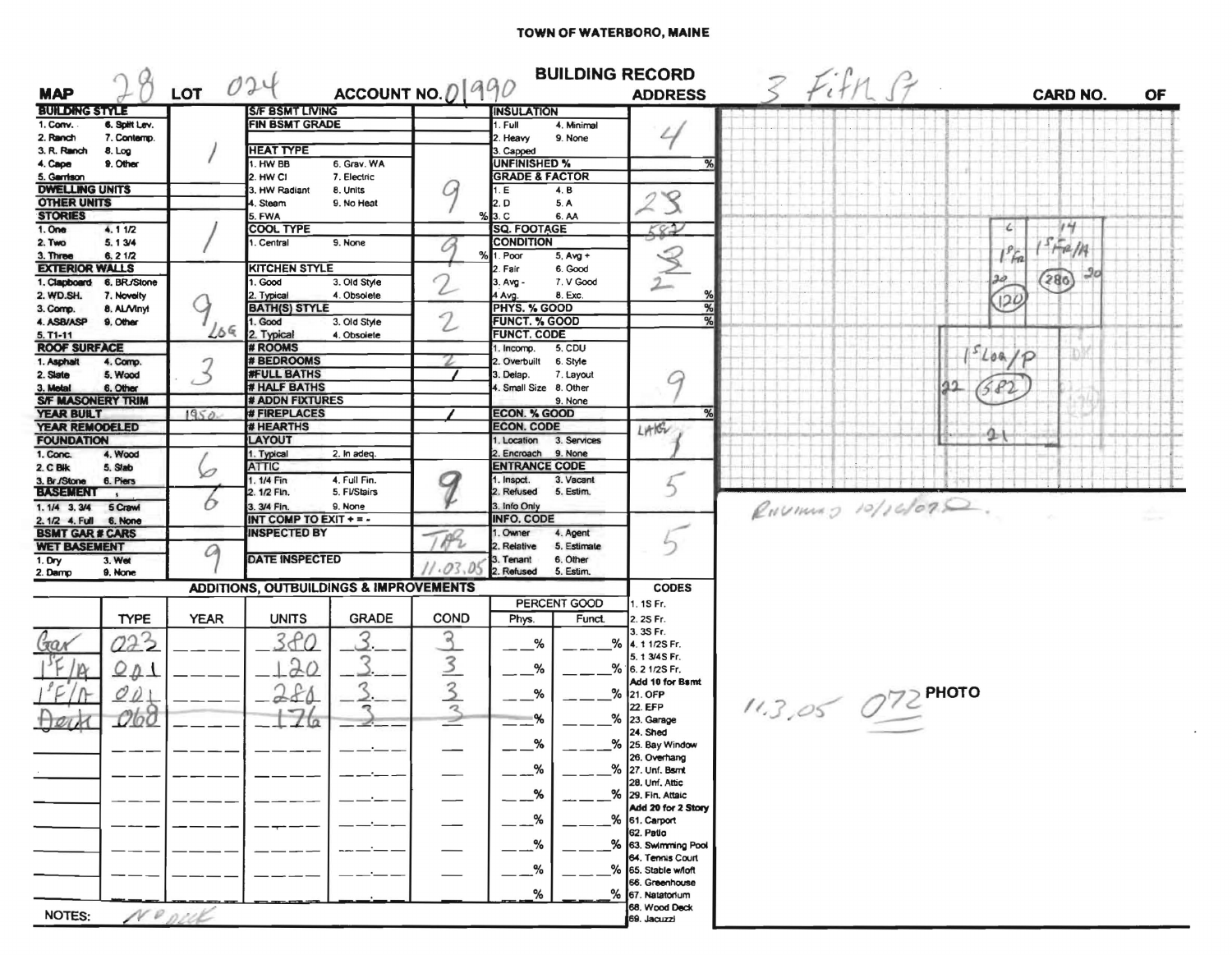**TOWN OF WATERBORO, MAINE**

## BUILDING RECORD

MAP 28 LOT 024 ACCOUNT NO. 01990 ADDRESS 3 Fifth St CARD NO. OF

| Field | Options | Value |
|---|---|---|
| BUILDING STYLE | 1. Conv. 6. Split Lev. 2. Ranch 7. Contemp. 3. R. Ranch 8. Log 4. Cape 9. Other 5. Garrison | 1 |
| DWELLING UNITS | | |
| OTHER UNITS | | |
| STORIES | 1. One 4. 1 1/2 2. Two 5. 1 3/4 3. Three 6. 2 1/2 | 1 |
| EXTERIOR WALLS | 1. Clapboard 6. BR/Stone 2. WD.SH. 7. Novelty 3. Comp. 8. AL/Vinyl 4. ASB/ASP 9. Other 5. T1-11 | 9 Log |
| ROOF SURFACE | 1. Asphalt 4. Comp. 2. Slate 5. Wood 3. Metal 6. Other | 3 |
| S/F MASONERY TRIM | | |
| YEAR BUILT | | 1950 |
| YEAR REMODELED | | |
| FOUNDATION | 1. Conc. 4. Wood 2. C Blk 5. Slab 3. Br./Stone 6. Piers | 6 |
| BASEMENT | 1. 1/4 3. 3/4 5 Crawl 2. 1/2 4. Full 6. None | 6 |
| BSMT GAR # CARS | | |
| WET BASEMENT | 1. Dry 3. Wet 2. Damp 9. None | 9 |

| Field | Options | Value |
|---|---|---|
| S/F BSMT LIVING | | |
| FIN BSMT GRADE | | |
| HEAT TYPE | 1. HW BB 6. Grav. WA 2. HW CI 7. Electric 3. HW Radiant 8. Units 4. Steam 9. No Heat 5. FWA | 9 % |
| COOL TYPE | 1. Central 9. None | 9 % |
| KITCHEN STYLE | 1. Good 3. Old Style 2. Typical 4. Obsolete | 2 |
| BATH(S) STYLE | 1. Good 3. Old Style 2. Typical 4. Obsolete | 2 |
| # ROOMS | | 2 |
| # BEDROOMS | | 1 |
| #FULL BATHS | | |
| # HALF BATHS | | |
| # ADDN FIXTURES | | |
| # FIREPLACES | | |
| # HEARTHS | | |
| LAYOUT | 1. Typical 2. In adeq. | |
| ATTIC | 1. 1/4 Fin 4. Full Fin. 2. 1/2 Fin. 5. Fl/Stairs 3. 3/4 Fin. 9. None | 9 |
| INT COMP TO EXIT + = - | | |
| INSPECTED BY | | TAR |
| DATE INSPECTED | | 11.03.05 |

| Field | Options | Value |
|---|---|---|
| INSULATION | 1. Full 4. Minimal 2. Heavy 9. None 3. Capped | 4 |
| UNFINISHED % | | % |
| GRADE & FACTOR | 1. E 4. B 2. D 5. A 3. C 6. AA | 2 3 |
| SQ. FOOTAGE | | 582 |
| CONDITION | 1. Poor 5. Avg + 2. Fair 6. Good 3. Avg - 7. V Good 4 Avg. 8. Exc. | 3 2 |
| PHYS. % GOOD | | % |
| FUNCT. % GOOD | | % |
| FUNCT. CODE | 1. Incomp. 5. CDU 2. Overbuilt 6. Style 3. Delap. 7. Layout 4. Small Size 8. Other 9. None | 9 |
| ECON. % GOOD | | % |
| ECON. CODE | 1. Location 3. Services 2. Encroach 9. None | LAKE 1 |
| ENTRANCE CODE | 1. Inspct. 3. Vacant 2. Refused 5. Estim. 3. Info Only | 5 |
| INFO. CODE | 1. Owner 4. Agent 2. Relative 5. Estimate 3. Tenant 6. Other 2. Refused 5. Estim. | 5 |

Sketch: 1st Fa 6 × 20 (120); 1st Fa/A 14 × 20 (280); 1st Log/P 22 × 21 (582)

Reviewed 10/16/07

### ADDITIONS, OUTBUILDINGS & IMPROVEMENTS

| | TYPE | YEAR | UNITS | GRADE | COND | PERCENT GOOD Phys. | Funct. |
|---|---|---|---|---|---|---|---|
| Gar | 023 | | 380 | 3 | 3 | % | % |
| 1st F/A | 001 | | 120 | 3 | 3 | % | % |
| 1st F/A | 001 | | 280 | 3 | 3 | % | % |
| ~~Deck~~ | ~~068~~ | | ~~176~~ | ~~3~~ | ~~3~~ | % | % |
| | | | | | | % | % |
| | | | | | | % | % |
| | | | | | | % | % |
| | | | | | | % | % |
| | | | | | | % | % |
| | | | | | | % | % |
| | | | | | | % | % |

CODES
1. 1S Fr.
2. 2S Fr.
3. 3S Fr.
4. 1 1/2S Fr.
5. 1 3/4S Fr.
6. 2 1/2S Fr.
Add 10 for Bsmt
21. OFP
22. EFP
23. Garage
24. Shed
25. Bay Window
26. Overhang
27. Unf. Bsmt
28. Unf. Attic
29. Fin. Attaic
Add 20 for 2 Story
61. Carport
62. Patio
63. Swimming Pool
64. Tennis Court
65. Stable w/loft
66. Greenhouse
67. Natatorium
68. Wood Deck
69. Jacuzzi

11.3.05 072 PHOTO

NOTES: No deck